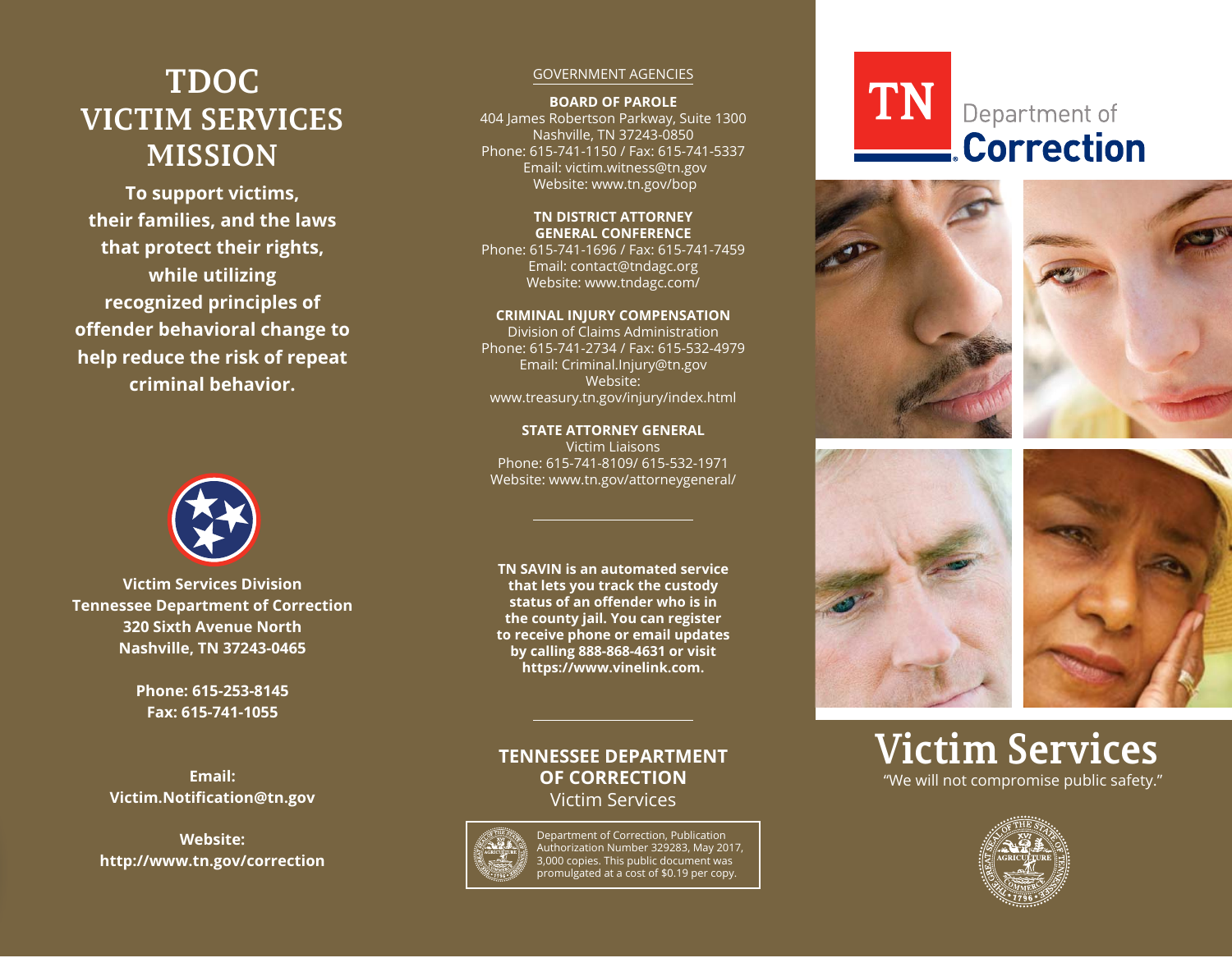# TDOC VICTIM SERVICES MISSION

**To support victims, their families, and the laws that protect their rights, while utilizing recognized principles of offender behavioral change to help reduce the risk of repeat criminal behavior.**

**Victim Services Division**
**Tennessee Department of Correction**
**320 Sixth Avenue North**
**Nashville, TN 37243-0465**

**Phone: 615-253-8145**
**Fax: 615-741-1055**

**Email:**
**Victim.Notification@tn.gov**

**Website:**
**http://www.tn.gov/correction**

GOVERNMENT AGENCIES

**BOARD OF PAROLE**
404 James Robertson Parkway, Suite 1300
Nashville, TN 37243-0850
Phone: 615-741-1150 / Fax: 615-741-5337
Email: victim.witness@tn.gov
Website: www.tn.gov/bop

**TN DISTRICT ATTORNEY GENERAL CONFERENCE**
Phone: 615-741-1696 / Fax: 615-741-7459
Email: contact@tndagc.org
Website: www.tndagc.com/

**CRIMINAL INJURY COMPENSATION**
Division of Claims Administration
Phone: 615-741-2734 / Fax: 615-532-4979
Email: Criminal.Injury@tn.gov
Website:
www.treasury.tn.gov/injury/index.html

**STATE ATTORNEY GENERAL**
Victim Liaisons
Phone: 615-741-8109/ 615-532-1971
Website: www.tn.gov/attorneygeneral/

**TN SAVIN is an automated service that lets you track the custody status of an offender who is in the county jail. You can register to receive phone or email updates by calling 888-868-4631 or visit https://www.vinelink.com.**

**TENNESSEE DEPARTMENT OF CORRECTION**
Victim Services

Department of Correction, Publication Authorization Number 329283, May 2017, 3,000 copies. This public document was promulgated at a cost of $0.19 per copy.

TN Department of Correction

# Victim Services

"We will not compromise public safety."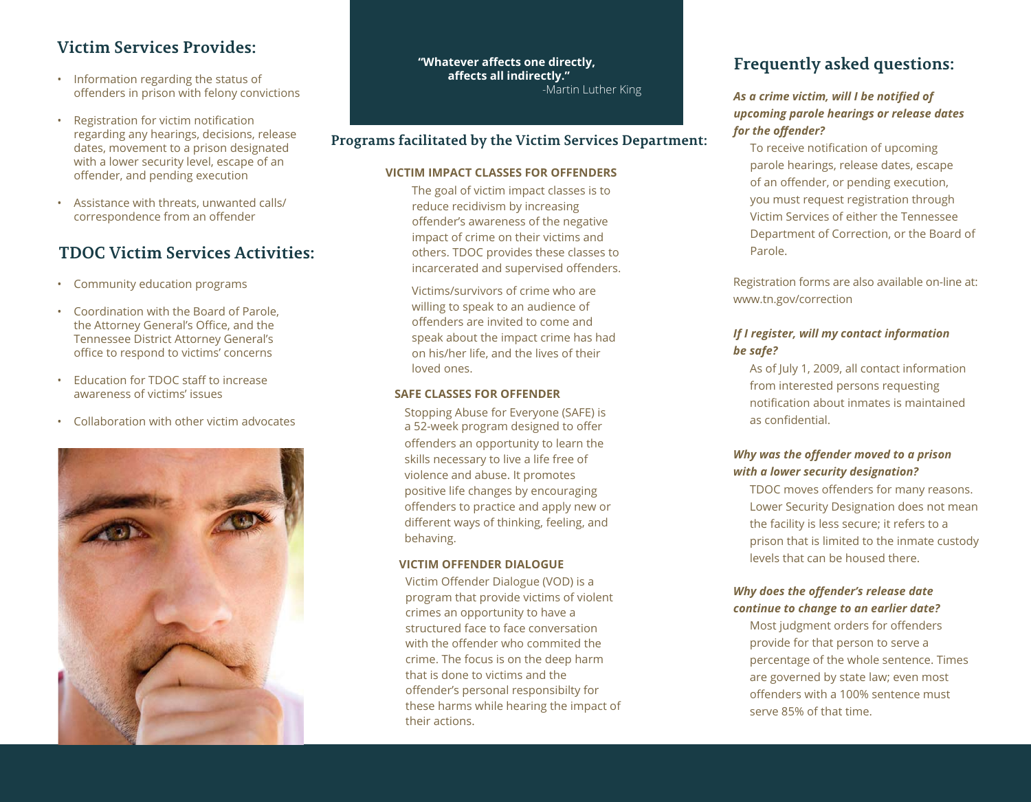## Victim Services Provides:

- Information regarding the status of offenders in prison with felony convictions
- Registration for victim notification regarding any hearings, decisions, release dates, movement to a prison designated with a lower security level, escape of an offender, and pending execution
- Assistance with threats, unwanted calls/ correspondence from an offender

## TDOC Victim Services Activities:

- Community education programs
- Coordination with the Board of Parole, the Attorney General's Office, and the Tennessee District Attorney General's office to respond to victims' concerns
- Education for TDOC staff to increase awareness of victims' issues
- Collaboration with other victim advocates

**"Whatever affects one directly, affects all indirectly."**
-Martin Luther King

## Programs facilitated by the Victim Services Department:

### VICTIM IMPACT CLASSES FOR OFFENDERS

The goal of victim impact classes is to reduce recidivism by increasing offender's awareness of the negative impact of crime on their victims and others. TDOC provides these classes to incarcerated and supervised offenders.

Victims/survivors of crime who are willing to speak to an audience of offenders are invited to come and speak about the impact crime has had on his/her life, and the lives of their loved ones.

### SAFE CLASSES FOR OFFENDER

Stopping Abuse for Everyone (SAFE) is a 52-week program designed to offer offenders an opportunity to learn the skills necessary to live a life free of violence and abuse. It promotes positive life changes by encouraging offenders to practice and apply new or different ways of thinking, feeling, and behaving.

### VICTIM OFFENDER DIALOGUE

Victim Offender Dialogue (VOD) is a program that provide victims of violent crimes an opportunity to have a structured face to face conversation with the offender who commited the crime. The focus is on the deep harm that is done to victims and the offender's personal responsibilty for these harms while hearing the impact of their actions.

## Frequently asked questions:

***As a crime victim, will I be notified of upcoming parole hearings or release dates for the offender?***

To receive notification of upcoming parole hearings, release dates, escape of an offender, or pending execution, you must request registration through Victim Services of either the Tennessee Department of Correction, or the Board of Parole.

Registration forms are also available on-line at: www.tn.gov/correction

***If I register, will my contact information be safe?***

As of July 1, 2009, all contact information from interested persons requesting notification about inmates is maintained as confidential.

***Why was the offender moved to a prison with a lower security designation?***

TDOC moves offenders for many reasons. Lower Security Designation does not mean the facility is less secure; it refers to a prison that is limited to the inmate custody levels that can be housed there.

***Why does the offender's release date continue to change to an earlier date?***

Most judgment orders for offenders provide for that person to serve a percentage of the whole sentence. Times are governed by state law; even most offenders with a 100% sentence must serve 85% of that time.